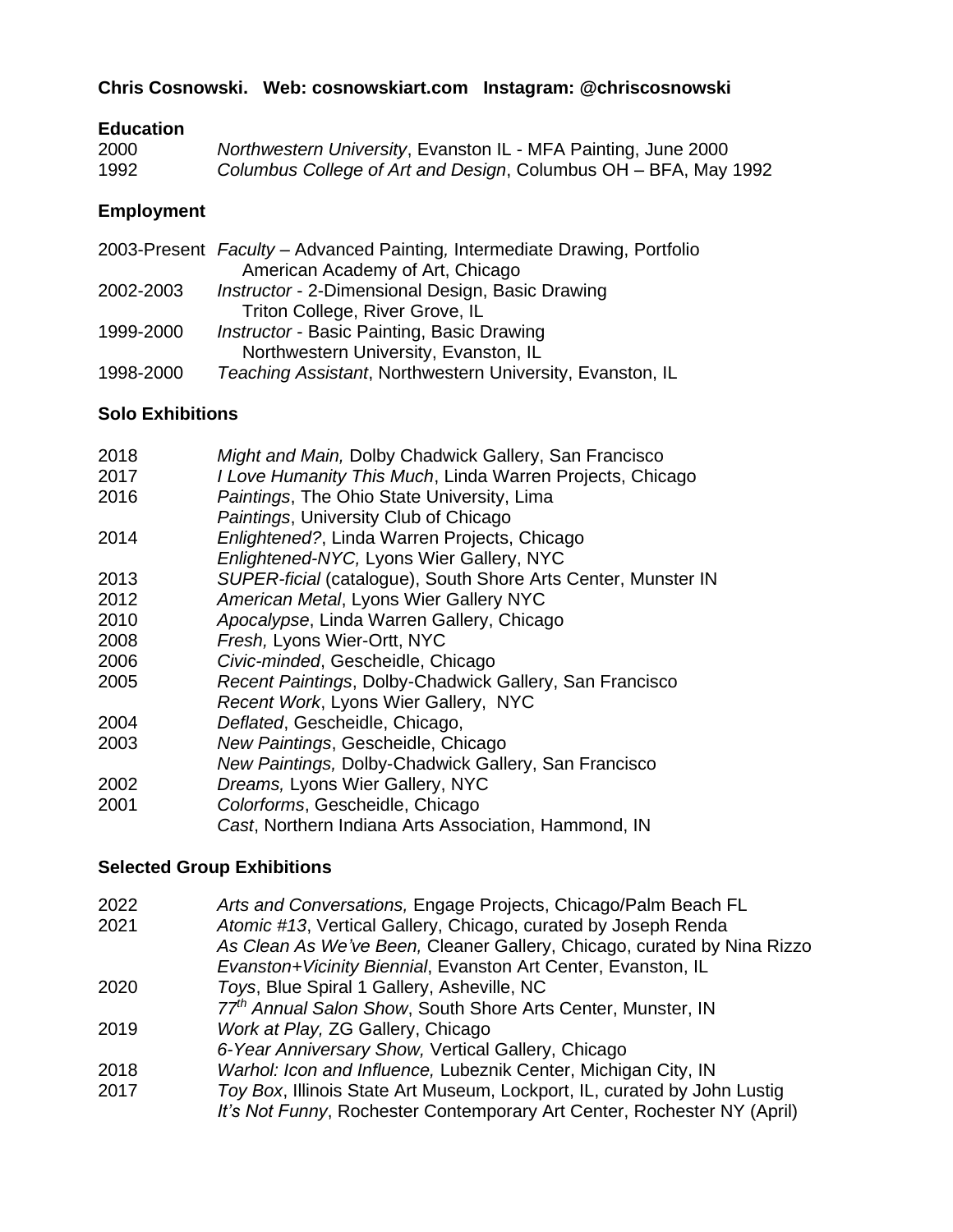**Chris Cosnowski. Web: cosnowskiart.com Instagram: @chriscosnowski**

## Education

2000 *Northwestern University*, Evanston IL - MFA Painting, June 2000
1992 *Columbus College of Art and Design*, Columbus OH – BFA, May 1992

## Employment

2003-Present *Faculty* – Advanced Painting, Intermediate Drawing, Portfolio
American Academy of Art, Chicago
2002-2003 *Instructor* - 2-Dimensional Design, Basic Drawing
Triton College, River Grove, IL
1999-2000 *Instructor* - Basic Painting, Basic Drawing
Northwestern University, Evanston, IL
1998-2000 *Teaching Assistant*, Northwestern University, Evanston, IL

## Solo Exhibitions

2018 *Might and Main,* Dolby Chadwick Gallery, San Francisco
2017 *I Love Humanity This Much*, Linda Warren Projects, Chicago
2016 *Paintings*, The Ohio State University, Lima
*Paintings*, University Club of Chicago
2014 *Enlightened?*, Linda Warren Projects, Chicago
*Enlightened-NYC,* Lyons Wier Gallery, NYC
2013 *SUPER-ficial* (catalogue), South Shore Arts Center, Munster IN
2012 *American Metal*, Lyons Wier Gallery NYC
2010 *Apocalypse*, Linda Warren Gallery, Chicago
2008 *Fresh,* Lyons Wier-Ortt, NYC
2006 *Civic-minded*, Gescheidle, Chicago
2005 *Recent Paintings*, Dolby-Chadwick Gallery, San Francisco
*Recent Work*, Lyons Wier Gallery, NYC
2004 *Deflated*, Gescheidle, Chicago,
2003 *New Paintings*, Gescheidle, Chicago
*New Paintings,* Dolby-Chadwick Gallery, San Francisco
2002 *Dreams,* Lyons Wier Gallery, NYC
2001 *Colorforms*, Gescheidle, Chicago
*Cast*, Northern Indiana Arts Association, Hammond, IN

## Selected Group Exhibitions

2022 *Arts and Conversations,* Engage Projects, Chicago/Palm Beach FL
2021 *Atomic #13*, Vertical Gallery, Chicago, curated by Joseph Renda
*As Clean As We've Been,* Cleaner Gallery, Chicago, curated by Nina Rizzo
*Evanston+Vicinity Biennial*, Evanston Art Center, Evanston, IL
2020 *Toys*, Blue Spiral 1 Gallery, Asheville, NC
*77th Annual Salon Show*, South Shore Arts Center, Munster, IN
2019 *Work at Play,* ZG Gallery, Chicago
*6-Year Anniversary Show,* Vertical Gallery, Chicago
2018 *Warhol: Icon and Influence,* Lubeznik Center, Michigan City, IN
2017 *Toy Box*, Illinois State Art Museum, Lockport, IL, curated by John Lustig
*It's Not Funny*, Rochester Contemporary Art Center, Rochester NY (April)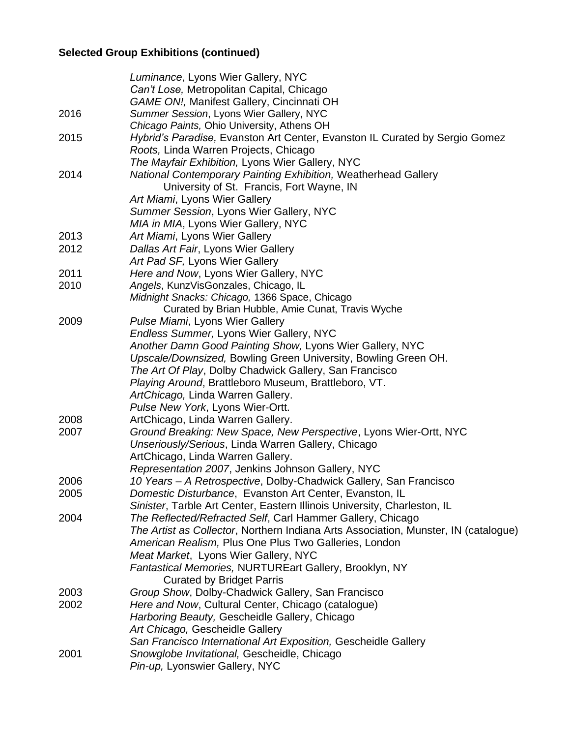**Selected Group Exhibitions (continued)**

| | |
|---|---|
| | *Luminance*, Lyons Wier Gallery, NYC |
| | *Can't Lose,* Metropolitan Capital, Chicago |
| | *GAME ON!,* Manifest Gallery, Cincinnati OH |
| 2016 | *Summer Session*, Lyons Wier Gallery, NYC |
| | *Chicago Paints,* Ohio University, Athens OH |
| 2015 | *Hybrid's Paradise,* Evanston Art Center, Evanston IL Curated by Sergio Gomez |
| | *Roots,* Linda Warren Projects, Chicago |
| | *The Mayfair Exhibition,* Lyons Wier Gallery, NYC |
| 2014 | *National Contemporary Painting Exhibition,* Weatherhead Gallery University of St. Francis, Fort Wayne, IN |
| | *Art Miami*, Lyons Wier Gallery |
| | *Summer Session*, Lyons Wier Gallery, NYC |
| | *MIA in MIA*, Lyons Wier Gallery, NYC |
| 2013 | *Art Miami*, Lyons Wier Gallery |
| 2012 | *Dallas Art Fair*, Lyons Wier Gallery |
| | *Art Pad SF,* Lyons Wier Gallery |
| 2011 | *Here and Now*, Lyons Wier Gallery, NYC |
| 2010 | *Angels*, KunzVisGonzales, Chicago, IL |
| | *Midnight Snacks: Chicago,* 1366 Space, Chicago Curated by Brian Hubble, Amie Cunat, Travis Wyche |
| 2009 | *Pulse Miami*, Lyons Wier Gallery |
| | *Endless Summer,* Lyons Wier Gallery, NYC |
| | *Another Damn Good Painting Show,* Lyons Wier Gallery, NYC |
| | *Upscale/Downsized,* Bowling Green University, Bowling Green OH. |
| | *The Art Of Play*, Dolby Chadwick Gallery, San Francisco |
| | *Playing Around*, Brattleboro Museum, Brattleboro, VT. |
| | *ArtChicago,* Linda Warren Gallery. |
| | *Pulse New York*, Lyons Wier-Ortt. |
| 2008 | ArtChicago, Linda Warren Gallery. |
| 2007 | *Ground Breaking: New Space, New Perspective*, Lyons Wier-Ortt, NYC |
| | *Unseriously/Serious*, Linda Warren Gallery, Chicago |
| | ArtChicago, Linda Warren Gallery. |
| | *Representation 2007*, Jenkins Johnson Gallery, NYC |
| 2006 | *10 Years – A Retrospective*, Dolby-Chadwick Gallery, San Francisco |
| 2005 | *Domestic Disturbance*, Evanston Art Center, Evanston, IL |
| | *Sinister*, Tarble Art Center, Eastern Illinois University, Charleston, IL |
| 2004 | *The Reflected/Refracted Self*, Carl Hammer Gallery, Chicago |
| | *The Artist as Collector*, Northern Indiana Arts Association, Munster, IN (catalogue) |
| | *American Realism,* Plus One Plus Two Galleries, London |
| | *Meat Market*, Lyons Wier Gallery, NYC |
| | *Fantastical Memories,* NURTUREart Gallery, Brooklyn, NY Curated by Bridget Parris |
| 2003 | *Group Show*, Dolby-Chadwick Gallery, San Francisco |
| 2002 | *Here and Now*, Cultural Center, Chicago (catalogue) |
| | *Harboring Beauty,* Gescheidle Gallery, Chicago |
| | *Art Chicago,* Gescheidle Gallery |
| | *San Francisco International Art Exposition,* Gescheidle Gallery |
| 2001 | *Snowglobe Invitational,* Gescheidle, Chicago |
| | *Pin-up,* Lyonswier Gallery, NYC |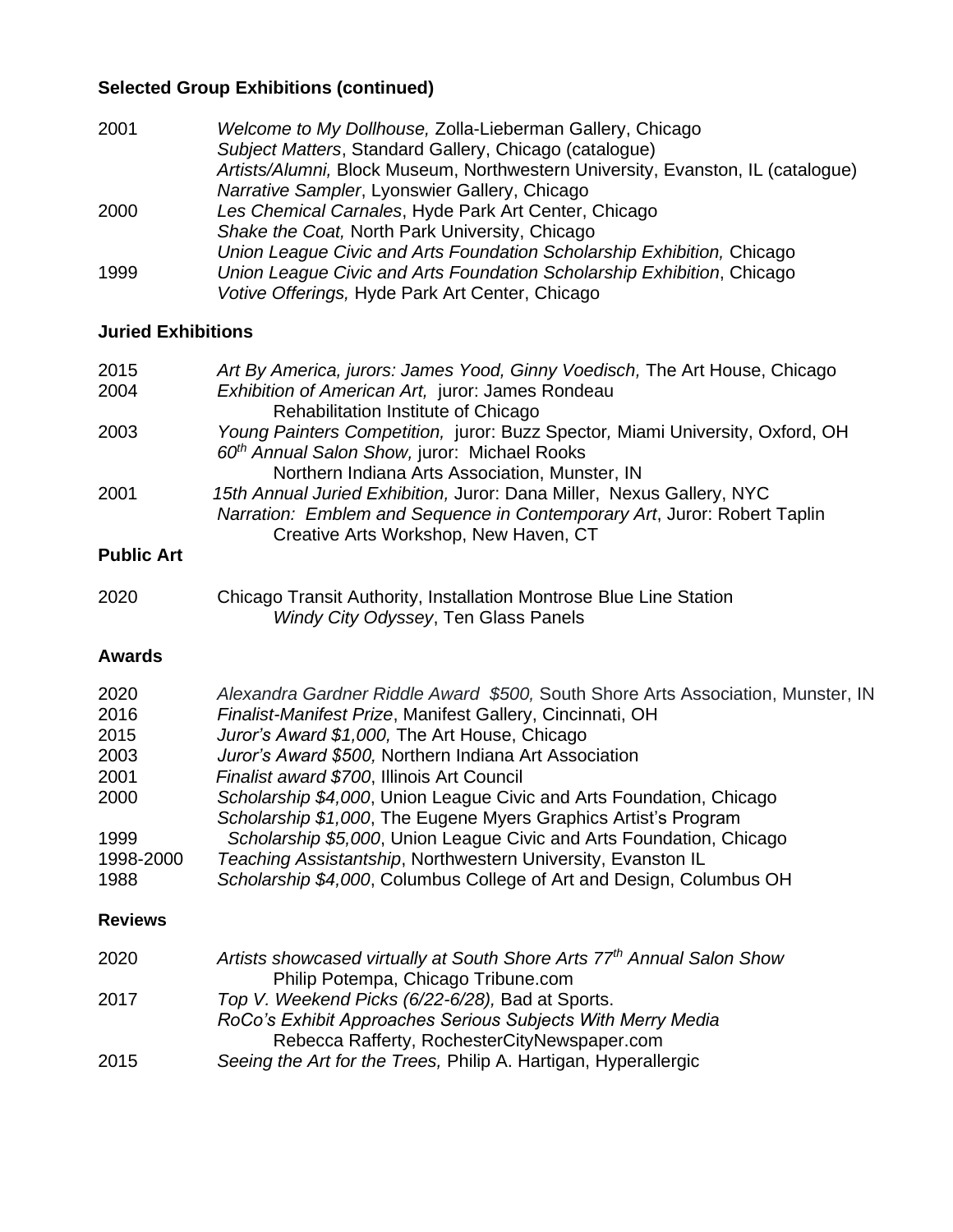## Selected Group Exhibitions (continued)

2001 *Welcome to My Dollhouse,* Zolla-Lieberman Gallery, Chicago
*Subject Matters*, Standard Gallery, Chicago (catalogue)
*Artists/Alumni,* Block Museum, Northwestern University, Evanston, IL (catalogue)
*Narrative Sampler*, Lyonswier Gallery, Chicago

2000 *Les Chemical Carnales*, Hyde Park Art Center, Chicago
*Shake the Coat,* North Park University, Chicago
*Union League Civic and Arts Foundation Scholarship Exhibition,* Chicago

1999 *Union League Civic and Arts Foundation Scholarship Exhibition*, Chicago
*Votive Offerings,* Hyde Park Art Center, Chicago

## Juried Exhibitions

2015 *Art By America, jurors: James Yood, Ginny Voedisch,* The Art House, Chicago

2004 *Exhibition of American Art,* juror: James Rondeau
Rehabilitation Institute of Chicago

2003 *Young Painters Competition,* juror: Buzz Spector*,* Miami University, Oxford, OH
*60th Annual Salon Show,* juror: Michael Rooks
Northern Indiana Arts Association, Munster, IN

2001 *15th Annual Juried Exhibition,* Juror: Dana Miller, Nexus Gallery, NYC
*Narration: Emblem and Sequence in Contemporary Art*, Juror: Robert Taplin
Creative Arts Workshop, New Haven, CT

## Public Art

2020 Chicago Transit Authority, Installation Montrose Blue Line Station
*Windy City Odyssey*, Ten Glass Panels

## Awards

2020 *Alexandra Gardner Riddle Award $500,* South Shore Arts Association, Munster, IN
2016 *Finalist-Manifest Prize*, Manifest Gallery, Cincinnati, OH
2015 *Juror's Award $1,000,* The Art House, Chicago
2003 *Juror's Award $500,* Northern Indiana Art Association
2001 *Finalist award $700*, Illinois Art Council
2000 *Scholarship $4,000*, Union League Civic and Arts Foundation, Chicago
*Scholarship $1,000*, The Eugene Myers Graphics Artist's Program
1999 *Scholarship $5,000*, Union League Civic and Arts Foundation, Chicago
1998-2000 *Teaching Assistantship*, Northwestern University, Evanston IL
1988 *Scholarship $4,000*, Columbus College of Art and Design, Columbus OH

## Reviews

2020 *Artists showcased virtually at South Shore Arts 77th Annual Salon Show*
Philip Potempa, Chicago Tribune.com

2017 *Top V. Weekend Picks (6/22-6/28),* Bad at Sports.
*RoCo's Exhibit Approaches Serious Subjects With Merry Media*
Rebecca Rafferty, RochesterCityNewspaper.com

2015 *Seeing the Art for the Trees,* Philip A. Hartigan, Hyperallergic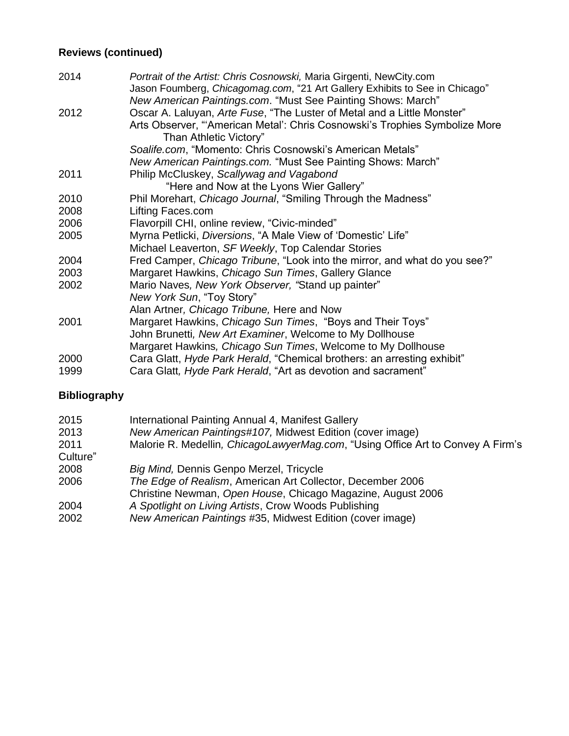## Reviews (continued)

2014 *Portrait of the Artist: Chris Cosnowski,* Maria Girgenti, NewCity.com
Jason Foumberg, *Chicagomag.com*, "21 Art Gallery Exhibits to See in Chicago"
*New American Paintings.com*. "Must See Painting Shows: March"

2012 Oscar A. Laluyan, *Arte Fuse*, "The Luster of Metal and a Little Monster"
Arts Observer, "'American Metal': Chris Cosnowski's Trophies Symbolize More Than Athletic Victory"
*Soalife.com*, "Momento: Chris Cosnowski's American Metals"
*New American Paintings.com.* "Must See Painting Shows: March"

2011 Philip McCluskey, *Scallywag and Vagabond*
"Here and Now at the Lyons Wier Gallery"

2010 Phil Morehart, *Chicago Journal*, "Smiling Through the Madness"

2008 Lifting Faces.com

2006 Flavorpill CHI, online review, "Civic-minded"

2005 Myrna Petlicki, *Diversions*, "A Male View of 'Domestic' Life"
Michael Leaverton, *SF Weekly*, Top Calendar Stories

2004 Fred Camper, *Chicago Tribune*, "Look into the mirror, and what do you see?"

2003 Margaret Hawkins, *Chicago Sun Times*, Gallery Glance

2002 Mario Naves*, New York Observer, "*Stand up painter"
*New York Sun*, "Toy Story"
Alan Artner*, Chicago Tribune,* Here and Now

2001 Margaret Hawkins, *Chicago Sun Times*, "Boys and Their Toys"
John Brunetti*, New Art Examiner*, Welcome to My Dollhouse
Margaret Hawkins*, Chicago Sun Times*, Welcome to My Dollhouse

2000 Cara Glatt, *Hyde Park Herald*, "Chemical brothers: an arresting exhibit"

1999 Cara Glatt*, Hyde Park Herald*, "Art as devotion and sacrament"

## Bibliography

2015 International Painting Annual 4, Manifest Gallery

2013 *New American Paintings#107,* Midwest Edition (cover image)

2011 Malorie R. Medellin*, ChicagoLawyerMag.com*, "Using Office Art to Convey A Firm's Culture"

2008 *Big Mind,* Dennis Genpo Merzel, Tricycle

2006 *The Edge of Realism*, American Art Collector, December 2006
Christine Newman, *Open House*, Chicago Magazine, August 2006

2004 *A Spotlight on Living Artists*, Crow Woods Publishing

2002 *New American Paintings* #35, Midwest Edition (cover image)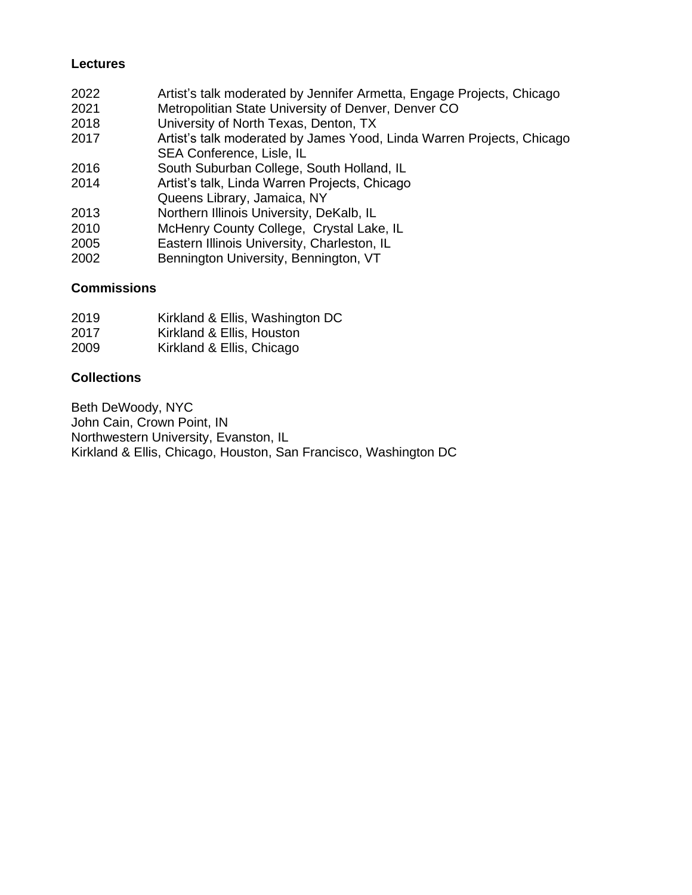**Lectures**

| | |
|---|---|
| 2022 | Artist's talk moderated by Jennifer Armetta, Engage Projects, Chicago |
| 2021 | Metropolitian State University of Denver, Denver CO |
| 2018 | University of North Texas, Denton, TX |
| 2017 | Artist's talk moderated by James Yood, Linda Warren Projects, Chicago |
| | SEA Conference, Lisle, IL |
| 2016 | South Suburban College, South Holland, IL |
| 2014 | Artist's talk, Linda Warren Projects, Chicago |
| | Queens Library, Jamaica, NY |
| 2013 | Northern Illinois University, DeKalb, IL |
| 2010 | McHenry County College, Crystal Lake, IL |
| 2005 | Eastern Illinois University, Charleston, IL |
| 2002 | Bennington University, Bennington, VT |

**Commissions**

| | |
|---|---|
| 2019 | Kirkland & Ellis, Washington DC |
| 2017 | Kirkland & Ellis, Houston |
| 2009 | Kirkland & Ellis, Chicago |

**Collections**

Beth DeWoody, NYC
John Cain, Crown Point, IN
Northwestern University, Evanston, IL
Kirkland & Ellis, Chicago, Houston, San Francisco, Washington DC